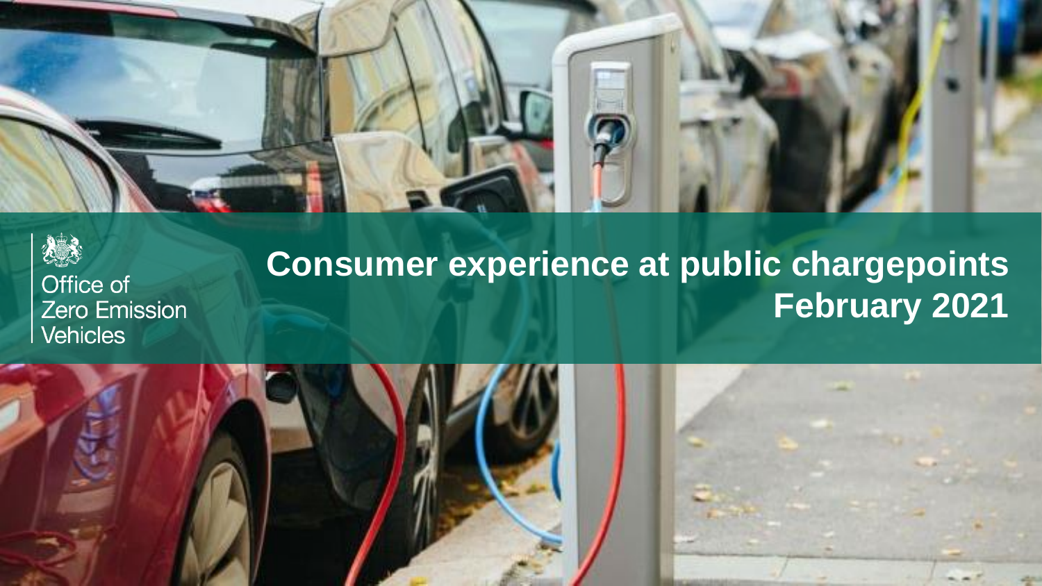Office of Zero Emission Vehicles

# Consumer experience at public chargepoints

## February 2021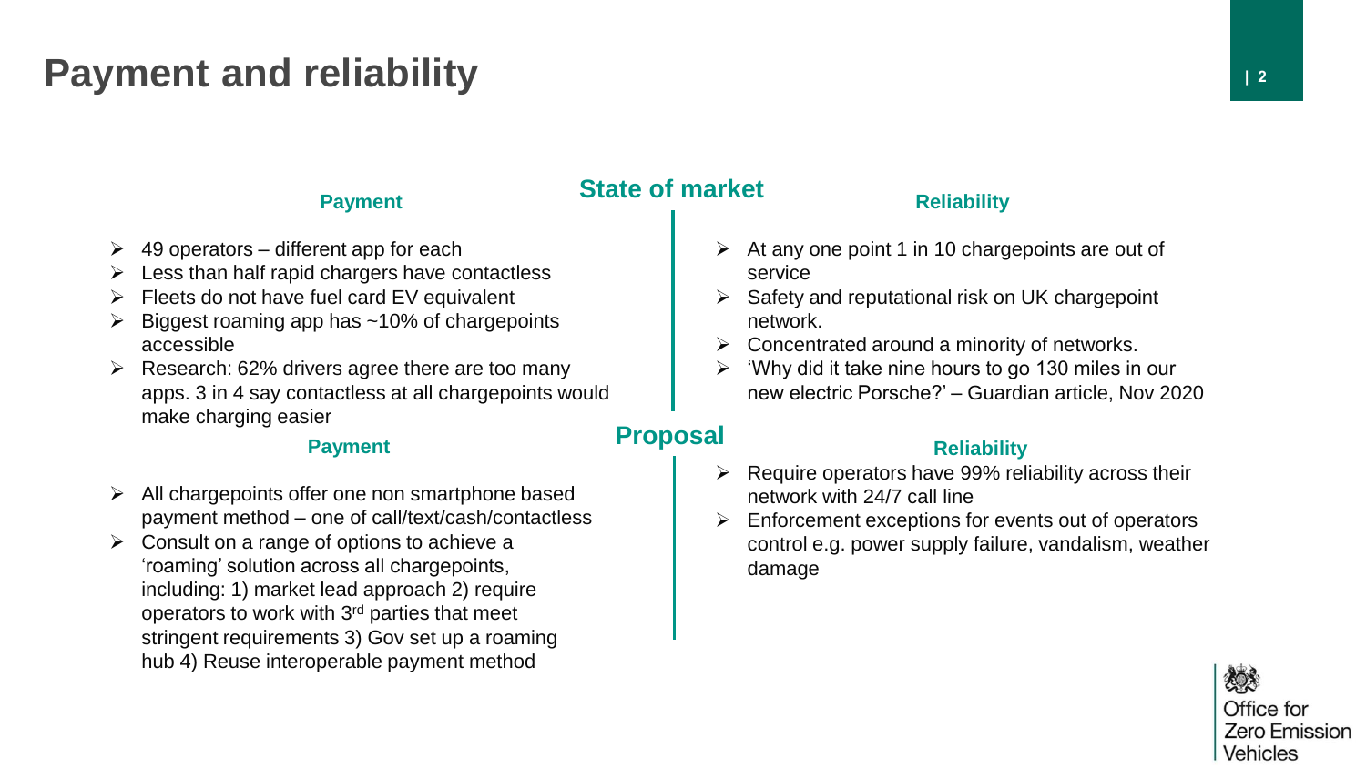# Payment and reliability

## State of market

### Payment

- 49 operators – different app for each
- Less than half rapid chargers have contactless
- Fleets do not have fuel card EV equivalent
- Biggest roaming app has ~10% of chargepoints accessible
- Research: 62% drivers agree there are too many apps. 3 in 4 say contactless at all chargepoints would make charging easier

### Reliability

- At any one point 1 in 10 chargepoints are out of service
- Safety and reputational risk on UK chargepoint network.
- Concentrated around a minority of networks.
- 'Why did it take nine hours to go 130 miles in our new electric Porsche?' – Guardian article, Nov 2020

## Proposal

### Payment

- All chargepoints offer one non smartphone based payment method – one of call/text/cash/contactless
- Consult on a range of options to achieve a 'roaming' solution across all chargepoints, including: 1) market lead approach 2) require operators to work with 3rd parties that meet stringent requirements 3) Gov set up a roaming hub 4) Reuse interoperable payment method

### Reliability

- Require operators have 99% reliability across their network with 24/7 call line
- Enforcement exceptions for events out of operators control e.g. power supply failure, vandalism, weather damage

Office for Zero Emission Vehicles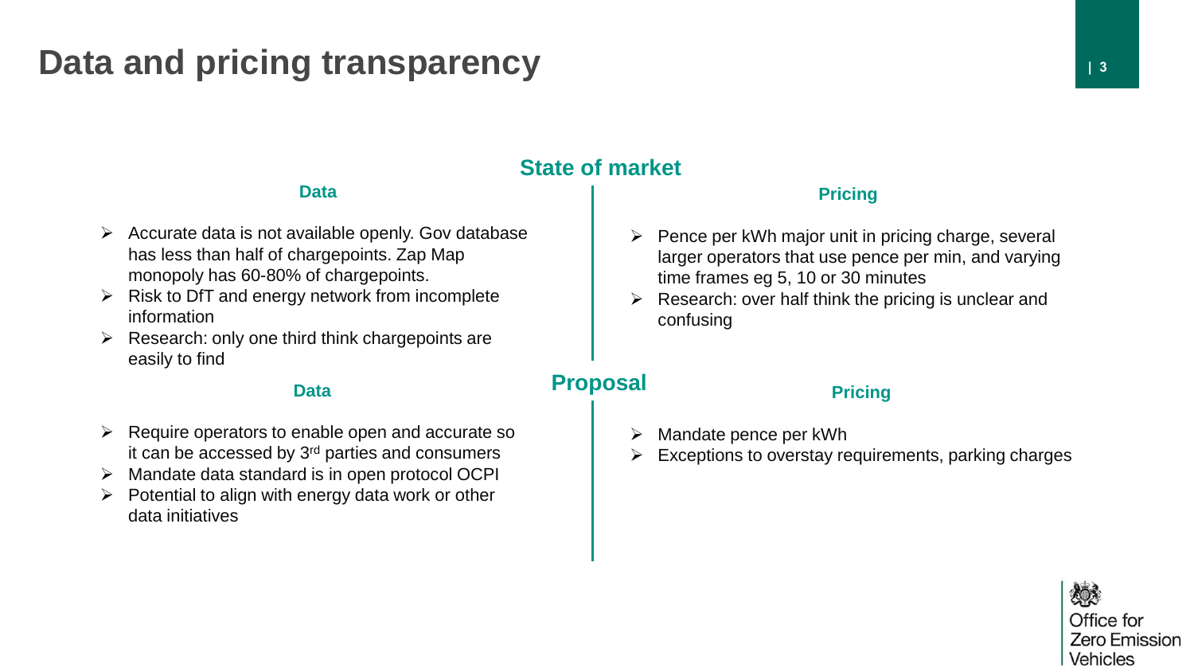# Data and pricing transparency

## State of market

### Data

- Accurate data is not available openly. Gov database has less than half of chargepoints. Zap Map monopoly has 60-80% of chargepoints.
- Risk to DfT and energy network from incomplete information
- Research: only one third think chargepoints are easily to find

### Pricing

- Pence per kWh major unit in pricing charge, several larger operators that use pence per min, and varying time frames eg 5, 10 or 30 minutes
- Research: over half think the pricing is unclear and confusing

## Proposal

### Data

- Require operators to enable open and accurate so it can be accessed by 3rd parties and consumers
- Mandate data standard is in open protocol OCPI
- Potential to align with energy data work or other data initiatives

### Pricing

- Mandate pence per kWh
- Exceptions to overstay requirements, parking charges

Office for Zero Emission Vehicles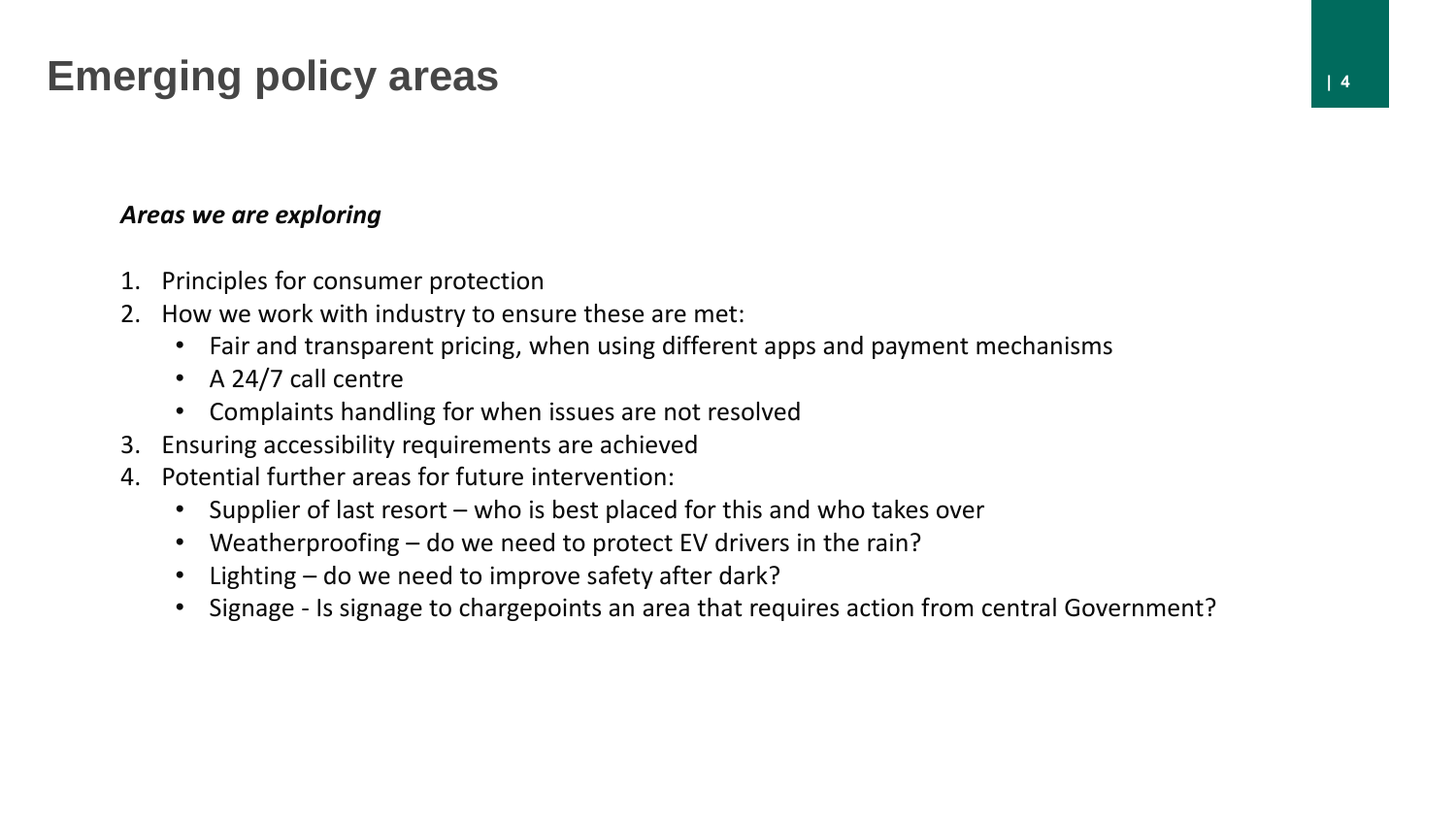# Emerging policy areas

***Areas we are exploring***

1. Principles for consumer protection
2. How we work with industry to ensure these are met:
   - Fair and transparent pricing, when using different apps and payment mechanisms
   - A 24/7 call centre
   - Complaints handling for when issues are not resolved
3. Ensuring accessibility requirements are achieved
4. Potential further areas for future intervention:
   - Supplier of last resort – who is best placed for this and who takes over
   - Weatherproofing – do we need to protect EV drivers in the rain?
   - Lighting – do we need to improve safety after dark?
   - Signage - Is signage to chargepoints an area that requires action from central Government?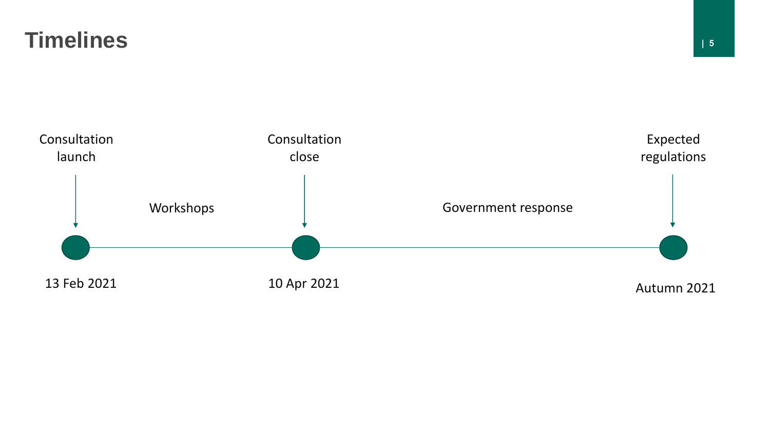# Timelines

| Consultation launch | Workshops | Consultation close | Government response | Expected regulations |
|---|---|---|---|---|
| 13 Feb 2021 | | 10 Apr 2021 | | Autumn 2021 |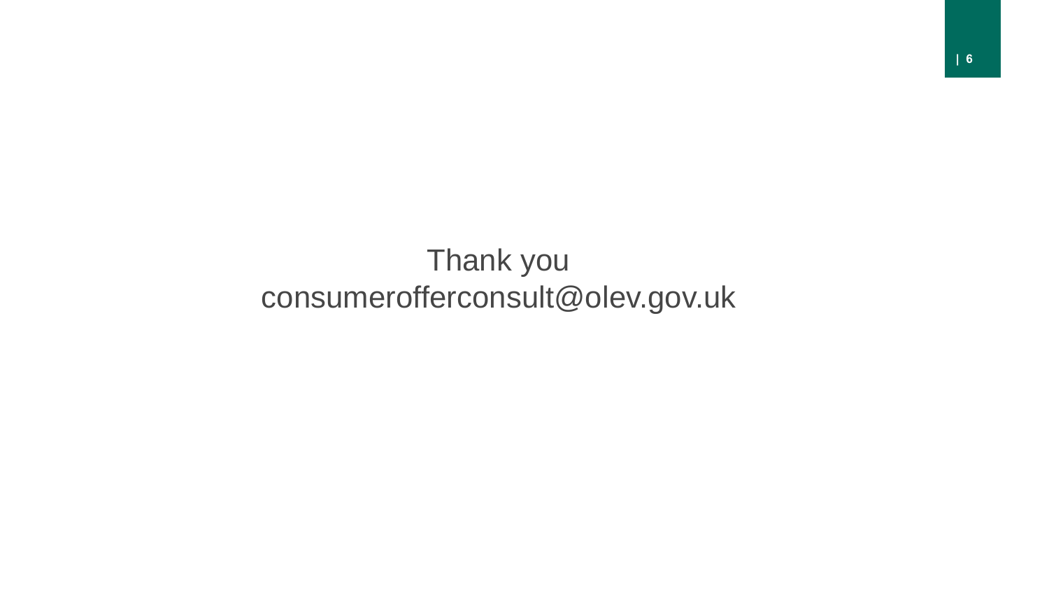Thank you

consumerofferconsult@olev.gov.uk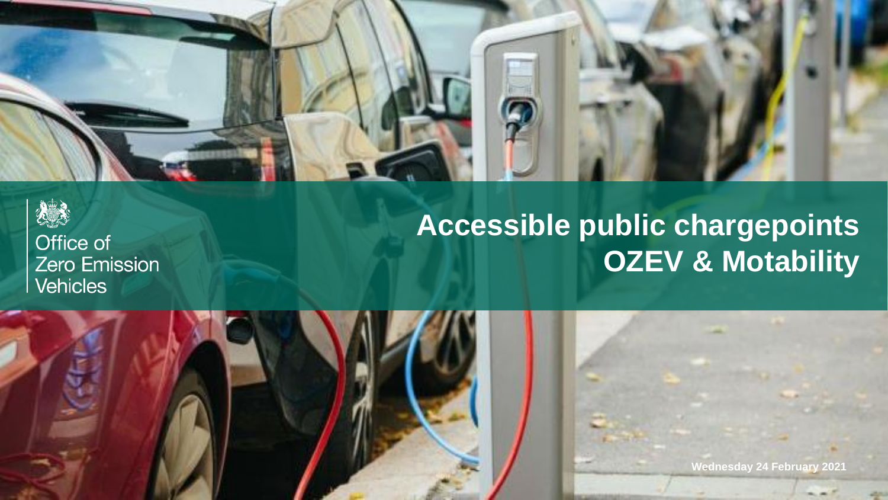Office of Zero Emission Vehicles

# Accessible public chargepoints OZEV & Motability

Wednesday 24 February 2021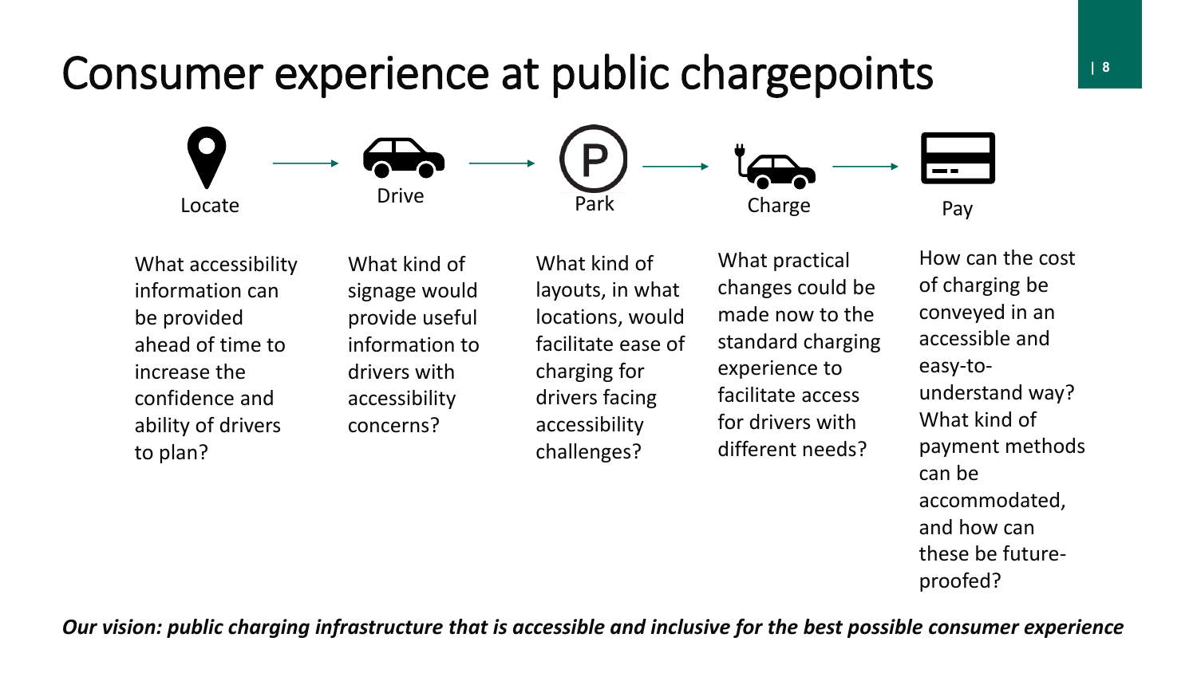# Consumer experience at public chargepoints

**Locate** → **Drive** → **Park** → **Charge** → **Pay**

**Locate**

What accessibility information can be provided ahead of time to increase the confidence and ability of drivers to plan?

**Drive**

What kind of signage would provide useful information to drivers with accessibility concerns?

**Park**

What kind of layouts, in what locations, would facilitate ease of charging for drivers facing accessibility challenges?

**Charge**

What practical changes could be made now to the standard charging experience to facilitate access for drivers with different needs?

**Pay**

How can the cost of charging be conveyed in an accessible and easy-to-understand way? What kind of payment methods can be accommodated, and how can these be future-proofed?

***Our vision: public charging infrastructure that is accessible and inclusive for the best possible consumer experience***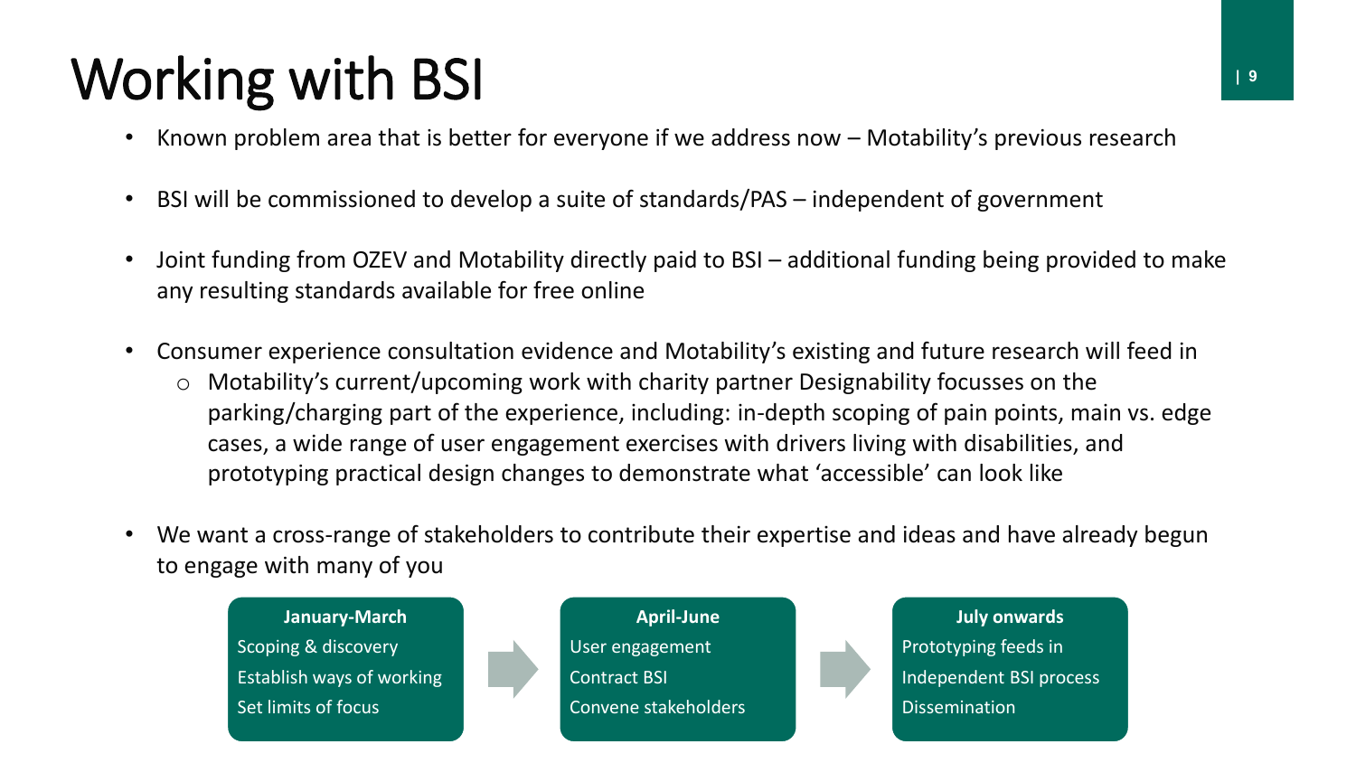# Working with BSI

- Known problem area that is better for everyone if we address now – Motability's previous research
- BSI will be commissioned to develop a suite of standards/PAS – independent of government
- Joint funding from OZEV and Motability directly paid to BSI – additional funding being provided to make any resulting standards available for free online
- Consumer experience consultation evidence and Motability's existing and future research will feed in
  - Motability's current/upcoming work with charity partner Designability focusses on the parking/charging part of the experience, including: in-depth scoping of pain points, main vs. edge cases, a wide range of user engagement exercises with drivers living with disabilities, and prototyping practical design changes to demonstrate what 'accessible' can look like
- We want a cross-range of stakeholders to contribute their expertise and ideas and have already begun to engage with many of you

**January-March**
Scoping & discovery
Establish ways of working
Set limits of focus

→

**April-June**
User engagement
Contract BSI
Convene stakeholders

→

**July onwards**
Prototyping feeds in
Independent BSI process
Dissemination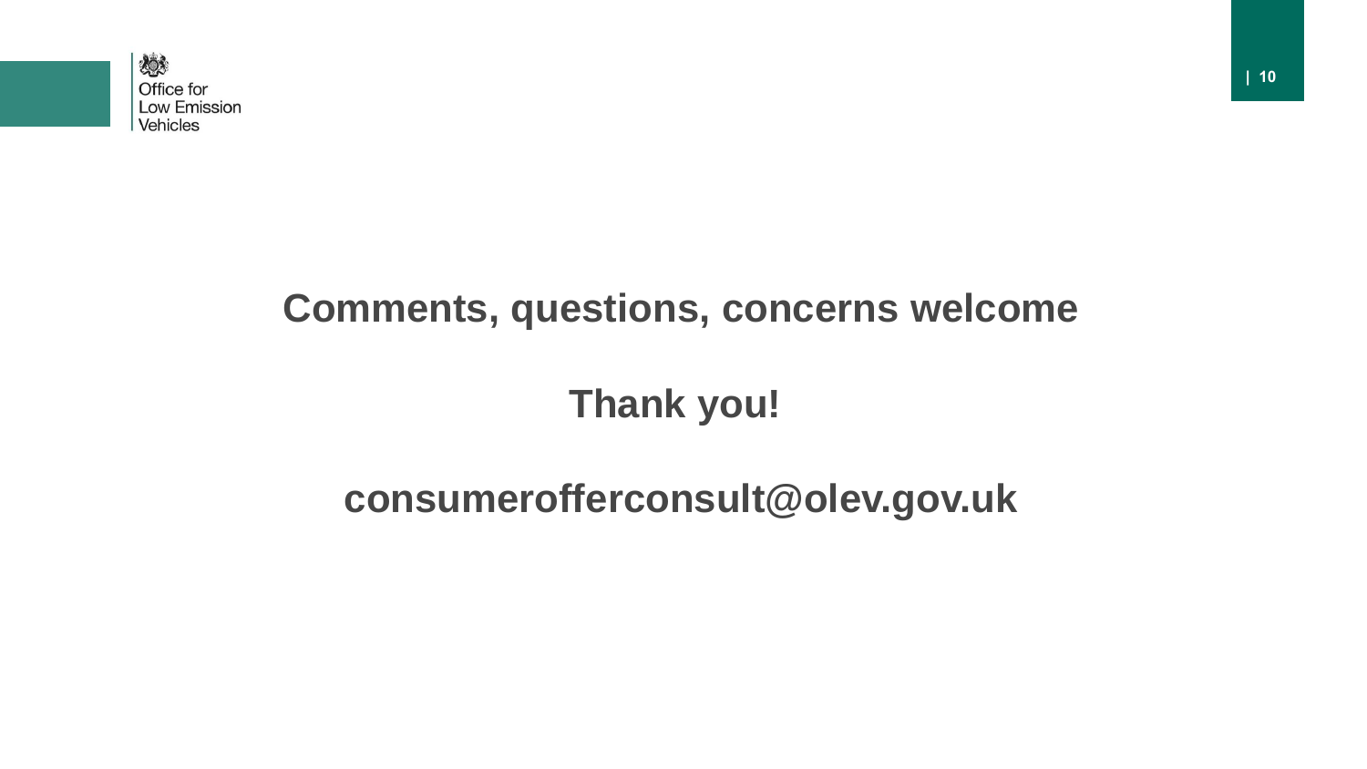Office for Low Emission Vehicles

**Comments, questions, concerns welcome**

**Thank you!**

**consumerofferconsult@olev.gov.uk**